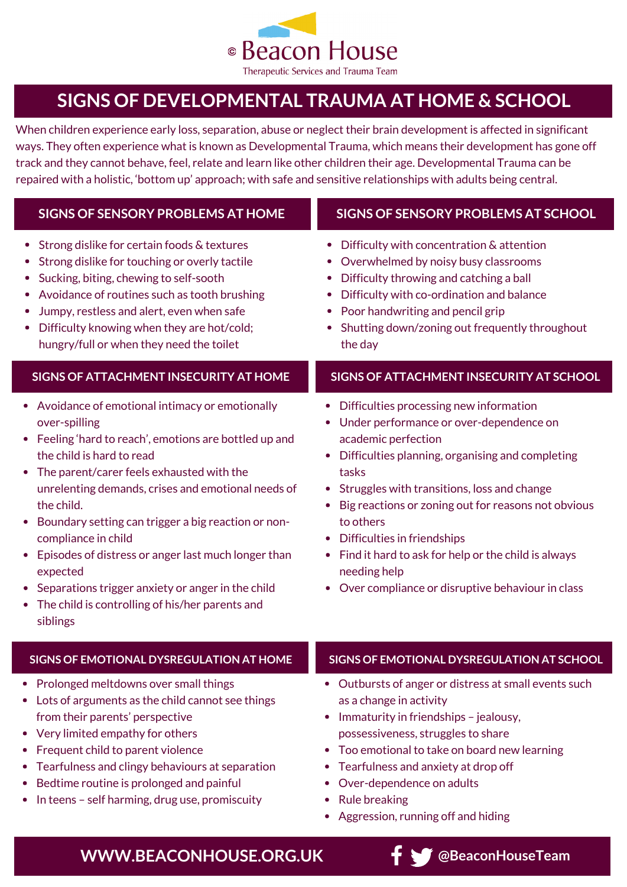© Beacon House

Therapeutic Services and Trauma Team

# SIGNS OF DEVELOPMENTAL TRAUMA AT HOME & SCHOOL

When children experience early loss, separation, abuse or neglect their brain development is affected in significant ways. They often experience what is known as Developmental Trauma, which means their development has gone off track and they cannot behave, feel, relate and learn like other children their age. Developmental Trauma can be repaired with a holistic, 'bottom up' approach; with safe and sensitive relationships with adults being central.

## SIGNS OF SENSORY PROBLEMS AT HOME

- Strong dislike for certain foods & textures
- Strong dislike for touching or overly tactile
- Sucking, biting, chewing to self-sooth
- Avoidance of routines such as tooth brushing
- Jumpy, restless and alert, even when safe
- Difficulty knowing when they are hot/cold; hungry/full or when they need the toilet

## SIGNS OF SENSORY PROBLEMS AT SCHOOL

- Difficulty with concentration & attention
- Overwhelmed by noisy busy classrooms
- Difficulty throwing and catching a ball
- Difficulty with co-ordination and balance
- Poor handwriting and pencil grip
- Shutting down/zoning out frequently throughout the day

## SIGNS OF ATTACHMENT INSECURITY AT HOME

- Avoidance of emotional intimacy or emotionally over-spilling
- Feeling 'hard to reach', emotions are bottled up and the child is hard to read
- The parent/carer feels exhausted with the unrelenting demands, crises and emotional needs of the child.
- Boundary setting can trigger a big reaction or non-compliance in child
- Episodes of distress or anger last much longer than expected
- Separations trigger anxiety or anger in the child
- The child is controlling of his/her parents and siblings

## SIGNS OF ATTACHMENT INSECURITY AT SCHOOL

- Difficulties processing new information
- Under performance or over-dependence on academic perfection
- Difficulties planning, organising and completing tasks
- Struggles with transitions, loss and change
- Big reactions or zoning out for reasons not obvious to others
- Difficulties in friendships
- Find it hard to ask for help or the child is always needing help
- Over compliance or disruptive behaviour in class

## SIGNS OF EMOTIONAL DYSREGULATION AT HOME

- Prolonged meltdowns over small things
- Lots of arguments as the child cannot see things from their parents' perspective
- Very limited empathy for others
- Frequent child to parent violence
- Tearfulness and clingy behaviours at separation
- Bedtime routine is prolonged and painful
- In teens – self harming, drug use, promiscuity

## SIGNS OF EMOTIONAL DYSREGULATION AT SCHOOL

- Outbursts of anger or distress at small events such as a change in activity
- Immaturity in friendships – jealousy, possessiveness, struggles to share
- Too emotional to take on board new learning
- Tearfulness and anxiety at drop off
- Over-dependence on adults
- Rule breaking
- Aggression, running off and hiding

**WWW.BEACONHOUSE.ORG.UK** | **@BeaconHouseTeam**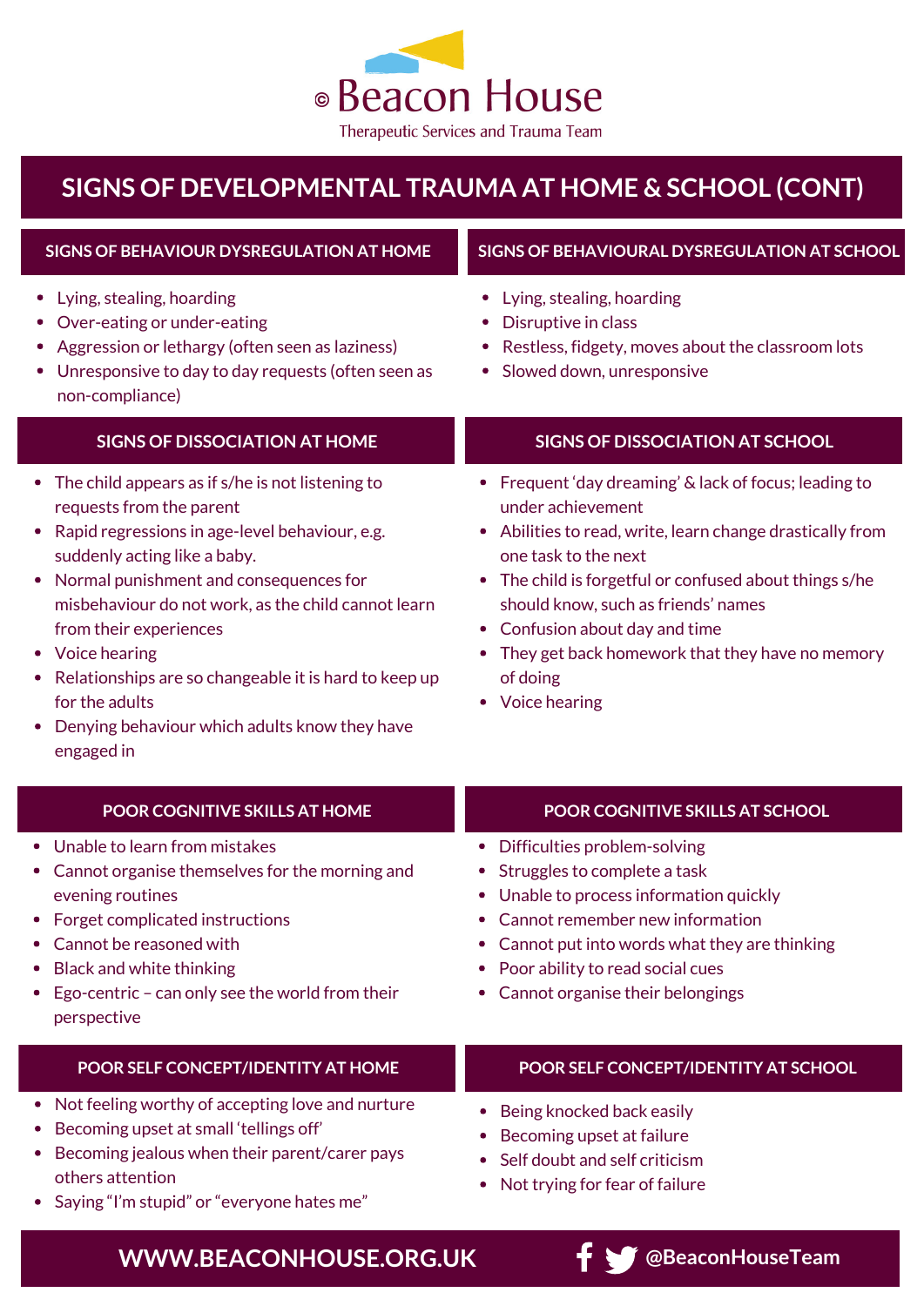© Beacon House

Therapeutic Services and Trauma Team

# SIGNS OF DEVELOPMENTAL TRAUMA AT HOME & SCHOOL (CONT)

## SIGNS OF BEHAVIOUR DYSREGULATION AT HOME

- Lying, stealing, hoarding
- Over-eating or under-eating
- Aggression or lethargy (often seen as laziness)
- Unresponsive to day to day requests (often seen as non-compliance)

## SIGNS OF BEHAVIOURAL DYSREGULATION AT SCHOOL

- Lying, stealing, hoarding
- Disruptive in class
- Restless, fidgety, moves about the classroom lots
- Slowed down, unresponsive

## SIGNS OF DISSOCIATION AT HOME

- The child appears as if s/he is not listening to requests from the parent
- Rapid regressions in age-level behaviour, e.g. suddenly acting like a baby.
- Normal punishment and consequences for misbehaviour do not work, as the child cannot learn from their experiences
- Voice hearing
- Relationships are so changeable it is hard to keep up for the adults
- Denying behaviour which adults know they have engaged in

## SIGNS OF DISSOCIATION AT SCHOOL

- Frequent 'day dreaming' & lack of focus; leading to under achievement
- Abilities to read, write, learn change drastically from one task to the next
- The child is forgetful or confused about things s/he should know, such as friends' names
- Confusion about day and time
- They get back homework that they have no memory of doing
- Voice hearing

## POOR COGNITIVE SKILLS AT HOME

- Unable to learn from mistakes
- Cannot organise themselves for the morning and evening routines
- Forget complicated instructions
- Cannot be reasoned with
- Black and white thinking
- Ego-centric – can only see the world from their perspective

## POOR COGNITIVE SKILLS AT SCHOOL

- Difficulties problem-solving
- Struggles to complete a task
- Unable to process information quickly
- Cannot remember new information
- Cannot put into words what they are thinking
- Poor ability to read social cues
- Cannot organise their belongings

## POOR SELF CONCEPT/IDENTITY AT HOME

- Not feeling worthy of accepting love and nurture
- Becoming upset at small 'tellings off'
- Becoming jealous when their parent/carer pays others attention
- Saying "I'm stupid" or "everyone hates me"

## POOR SELF CONCEPT/IDENTITY AT SCHOOL

- Being knocked back easily
- Becoming upset at failure
- Self doubt and self criticism
- Not trying for fear of failure

WWW.BEACONHOUSE.ORG.UK @BeaconHouseTeam